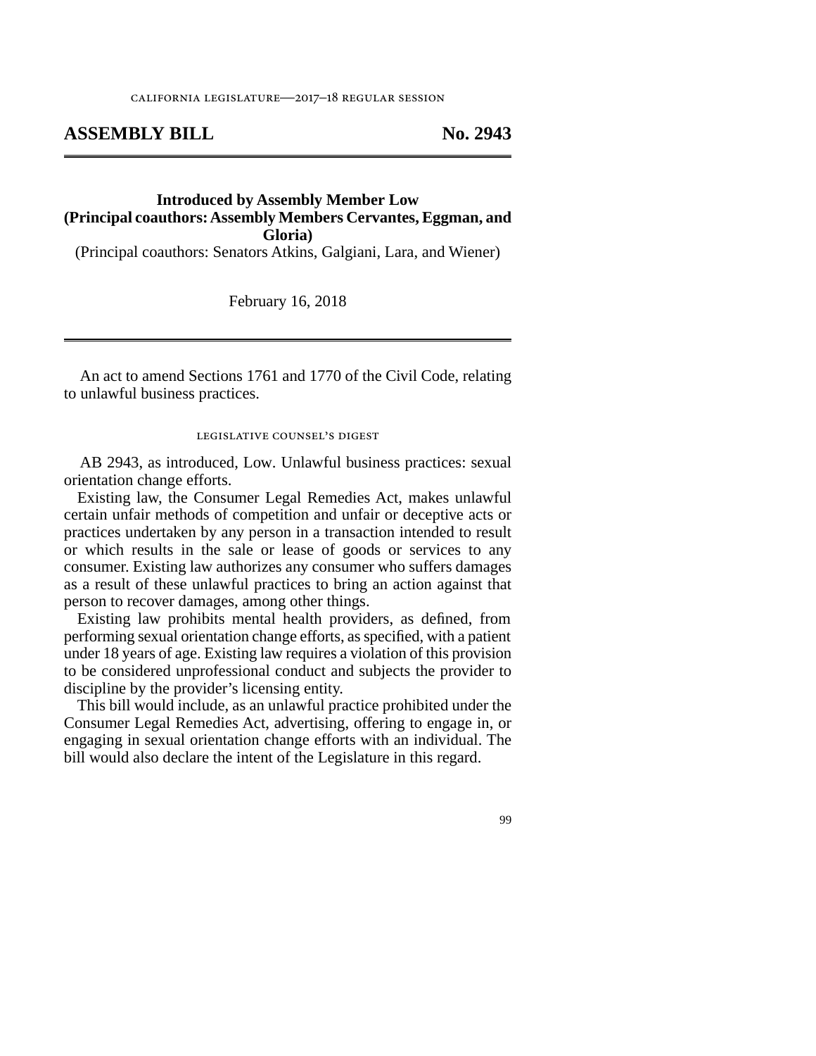california legislature—2017–18 regular session

# ASSEMBLY BILL No. 2943

**Introduced by Assembly Member Low**
**(Principal coauthors: Assembly Members Cervantes, Eggman, and Gloria)**
(Principal coauthors: Senators Atkins, Galgiani, Lara, and Wiener)

February 16, 2018

An act to amend Sections 1761 and 1770 of the Civil Code, relating to unlawful business practices.

legislative counsel's digest

AB 2943, as introduced, Low. Unlawful business practices: sexual orientation change efforts.

Existing law, the Consumer Legal Remedies Act, makes unlawful certain unfair methods of competition and unfair or deceptive acts or practices undertaken by any person in a transaction intended to result or which results in the sale or lease of goods or services to any consumer. Existing law authorizes any consumer who suffers damages as a result of these unlawful practices to bring an action against that person to recover damages, among other things.

Existing law prohibits mental health providers, as defined, from performing sexual orientation change efforts, as specified, with a patient under 18 years of age. Existing law requires a violation of this provision to be considered unprofessional conduct and subjects the provider to discipline by the provider's licensing entity.

This bill would include, as an unlawful practice prohibited under the Consumer Legal Remedies Act, advertising, offering to engage in, or engaging in sexual orientation change efforts with an individual. The bill would also declare the intent of the Legislature in this regard.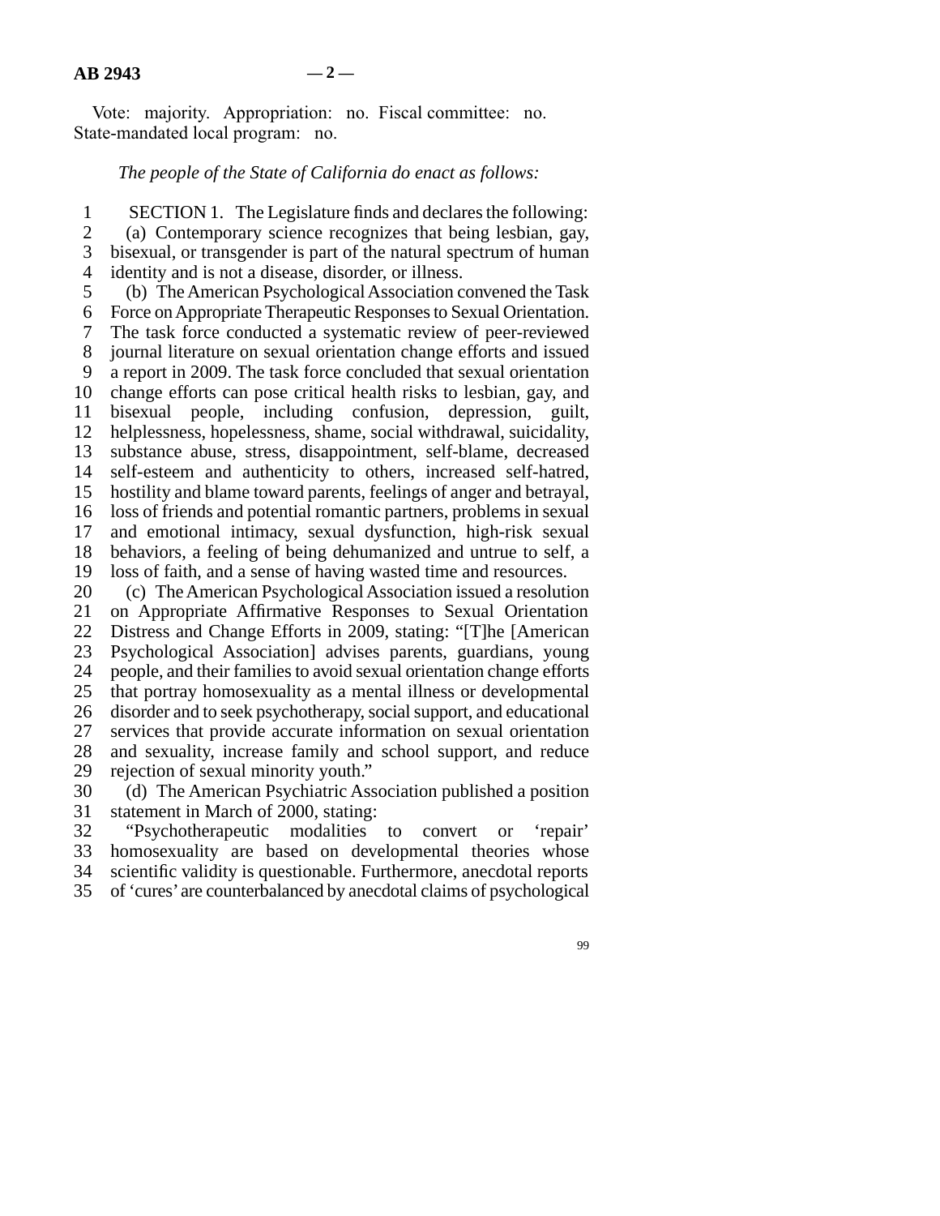Vote: majority. Appropriation: no. Fiscal committee: no. State-mandated local program: no.

*The people of the State of California do enact as follows:*

SECTION 1. The Legislature finds and declares the following:

(a) Contemporary science recognizes that being lesbian, gay, bisexual, or transgender is part of the natural spectrum of human identity and is not a disease, disorder, or illness.

(b) The American Psychological Association convened the Task Force on Appropriate Therapeutic Responses to Sexual Orientation. The task force conducted a systematic review of peer-reviewed journal literature on sexual orientation change efforts and issued a report in 2009. The task force concluded that sexual orientation change efforts can pose critical health risks to lesbian, gay, and bisexual people, including confusion, depression, guilt, helplessness, hopelessness, shame, social withdrawal, suicidality, substance abuse, stress, disappointment, self-blame, decreased self-esteem and authenticity to others, increased self-hatred, hostility and blame toward parents, feelings of anger and betrayal, loss of friends and potential romantic partners, problems in sexual and emotional intimacy, sexual dysfunction, high-risk sexual behaviors, a feeling of being dehumanized and untrue to self, a loss of faith, and a sense of having wasted time and resources.

(c) The American Psychological Association issued a resolution on Appropriate Affirmative Responses to Sexual Orientation Distress and Change Efforts in 2009, stating: "[T]he [American Psychological Association] advises parents, guardians, young people, and their families to avoid sexual orientation change efforts that portray homosexuality as a mental illness or developmental disorder and to seek psychotherapy, social support, and educational services that provide accurate information on sexual orientation and sexuality, increase family and school support, and reduce rejection of sexual minority youth."

(d) The American Psychiatric Association published a position statement in March of 2000, stating:

"Psychotherapeutic modalities to convert or 'repair' homosexuality are based on developmental theories whose scientific validity is questionable. Furthermore, anecdotal reports of 'cures' are counterbalanced by anecdotal claims of psychological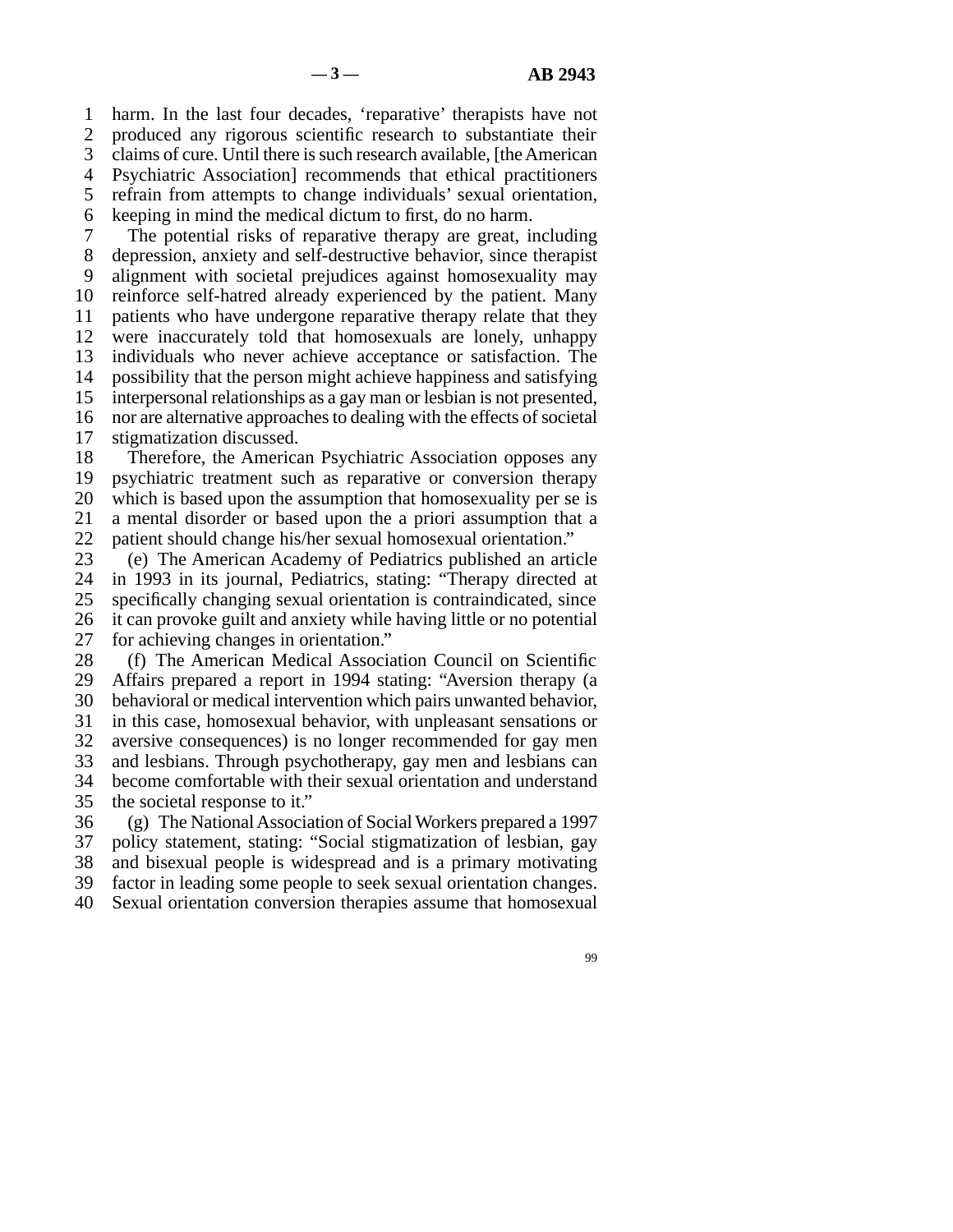harm. In the last four decades, 'reparative' therapists have not produced any rigorous scientific research to substantiate their claims of cure. Until there is such research available, [the American Psychiatric Association] recommends that ethical practitioners refrain from attempts to change individuals' sexual orientation, keeping in mind the medical dictum to first, do no harm.

The potential risks of reparative therapy are great, including depression, anxiety and self-destructive behavior, since therapist alignment with societal prejudices against homosexuality may reinforce self-hatred already experienced by the patient. Many patients who have undergone reparative therapy relate that they were inaccurately told that homosexuals are lonely, unhappy individuals who never achieve acceptance or satisfaction. The possibility that the person might achieve happiness and satisfying interpersonal relationships as a gay man or lesbian is not presented, nor are alternative approaches to dealing with the effects of societal stigmatization discussed.

Therefore, the American Psychiatric Association opposes any psychiatric treatment such as reparative or conversion therapy which is based upon the assumption that homosexuality per se is a mental disorder or based upon the a priori assumption that a patient should change his/her sexual homosexual orientation."

(e) The American Academy of Pediatrics published an article in 1993 in its journal, Pediatrics, stating: "Therapy directed at specifically changing sexual orientation is contraindicated, since it can provoke guilt and anxiety while having little or no potential for achieving changes in orientation."

(f) The American Medical Association Council on Scientific Affairs prepared a report in 1994 stating: "Aversion therapy (a behavioral or medical intervention which pairs unwanted behavior, in this case, homosexual behavior, with unpleasant sensations or aversive consequences) is no longer recommended for gay men and lesbians. Through psychotherapy, gay men and lesbians can become comfortable with their sexual orientation and understand the societal response to it."

(g) The National Association of Social Workers prepared a 1997 policy statement, stating: "Social stigmatization of lesbian, gay and bisexual people is widespread and is a primary motivating factor in leading some people to seek sexual orientation changes. Sexual orientation conversion therapies assume that homosexual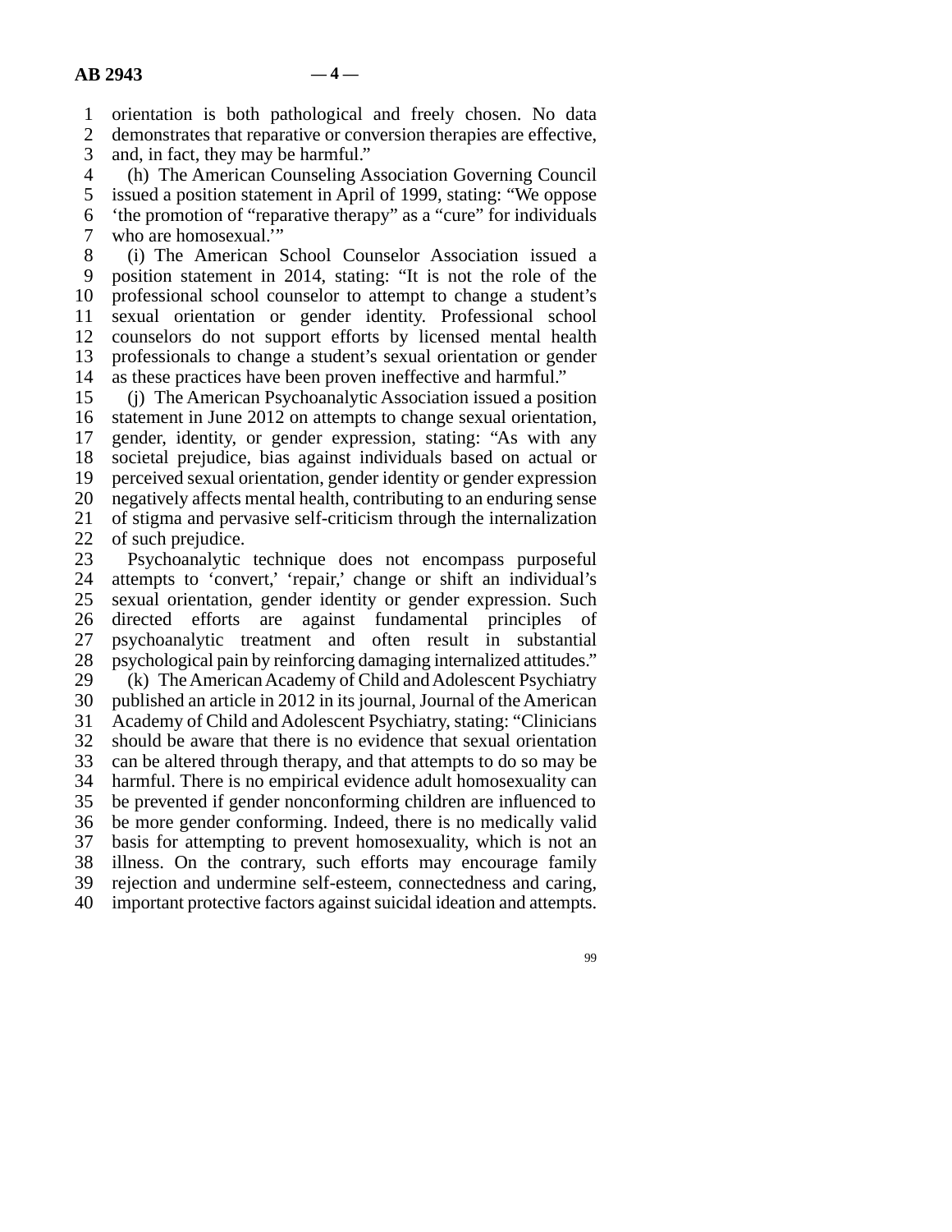orientation is both pathological and freely chosen. No data demonstrates that reparative or conversion therapies are effective, and, in fact, they may be harmful."

(h) The American Counseling Association Governing Council issued a position statement in April of 1999, stating: "We oppose 'the promotion of "reparative therapy" as a "cure" for individuals who are homosexual.'"

(i) The American School Counselor Association issued a position statement in 2014, stating: "It is not the role of the professional school counselor to attempt to change a student's sexual orientation or gender identity. Professional school counselors do not support efforts by licensed mental health professionals to change a student's sexual orientation or gender as these practices have been proven ineffective and harmful."

(j) The American Psychoanalytic Association issued a position statement in June 2012 on attempts to change sexual orientation, gender, identity, or gender expression, stating: "As with any societal prejudice, bias against individuals based on actual or perceived sexual orientation, gender identity or gender expression negatively affects mental health, contributing to an enduring sense of stigma and pervasive self-criticism through the internalization of such prejudice.

Psychoanalytic technique does not encompass purposeful attempts to 'convert,' 'repair,' change or shift an individual's sexual orientation, gender identity or gender expression. Such directed efforts are against fundamental principles of psychoanalytic treatment and often result in substantial psychological pain by reinforcing damaging internalized attitudes."

(k) The American Academy of Child and Adolescent Psychiatry published an article in 2012 in its journal, Journal of the American Academy of Child and Adolescent Psychiatry, stating: "Clinicians should be aware that there is no evidence that sexual orientation can be altered through therapy, and that attempts to do so may be harmful. There is no empirical evidence adult homosexuality can be prevented if gender nonconforming children are influenced to be more gender conforming. Indeed, there is no medically valid basis for attempting to prevent homosexuality, which is not an illness. On the contrary, such efforts may encourage family rejection and undermine self-esteem, connectedness and caring, important protective factors against suicidal ideation and attempts.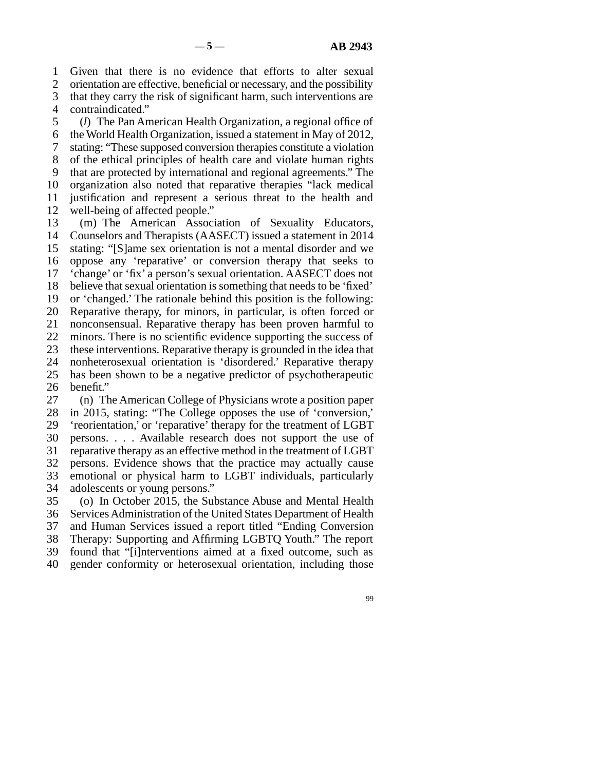Given that there is no evidence that efforts to alter sexual orientation are effective, beneficial or necessary, and the possibility that they carry the risk of significant harm, such interventions are contraindicated."

(*l*) The Pan American Health Organization, a regional office of the World Health Organization, issued a statement in May of 2012, stating: "These supposed conversion therapies constitute a violation of the ethical principles of health care and violate human rights that are protected by international and regional agreements." The organization also noted that reparative therapies "lack medical justification and represent a serious threat to the health and well-being of affected people."

(m) The American Association of Sexuality Educators, Counselors and Therapists (AASECT) issued a statement in 2014 stating: "[S]ame sex orientation is not a mental disorder and we oppose any 'reparative' or conversion therapy that seeks to 'change' or 'fix' a person's sexual orientation. AASECT does not believe that sexual orientation is something that needs to be 'fixed' or 'changed.' The rationale behind this position is the following: Reparative therapy, for minors, in particular, is often forced or nonconsensual. Reparative therapy has been proven harmful to minors. There is no scientific evidence supporting the success of these interventions. Reparative therapy is grounded in the idea that nonheterosexual orientation is 'disordered.' Reparative therapy has been shown to be a negative predictor of psychotherapeutic benefit."

(n) The American College of Physicians wrote a position paper in 2015, stating: "The College opposes the use of 'conversion,' 'reorientation,' or 'reparative' therapy for the treatment of LGBT persons. . . . Available research does not support the use of reparative therapy as an effective method in the treatment of LGBT persons. Evidence shows that the practice may actually cause emotional or physical harm to LGBT individuals, particularly adolescents or young persons."

(o) In October 2015, the Substance Abuse and Mental Health Services Administration of the United States Department of Health and Human Services issued a report titled "Ending Conversion Therapy: Supporting and Affirming LGBTQ Youth." The report found that "[i]nterventions aimed at a fixed outcome, such as gender conformity or heterosexual orientation, including those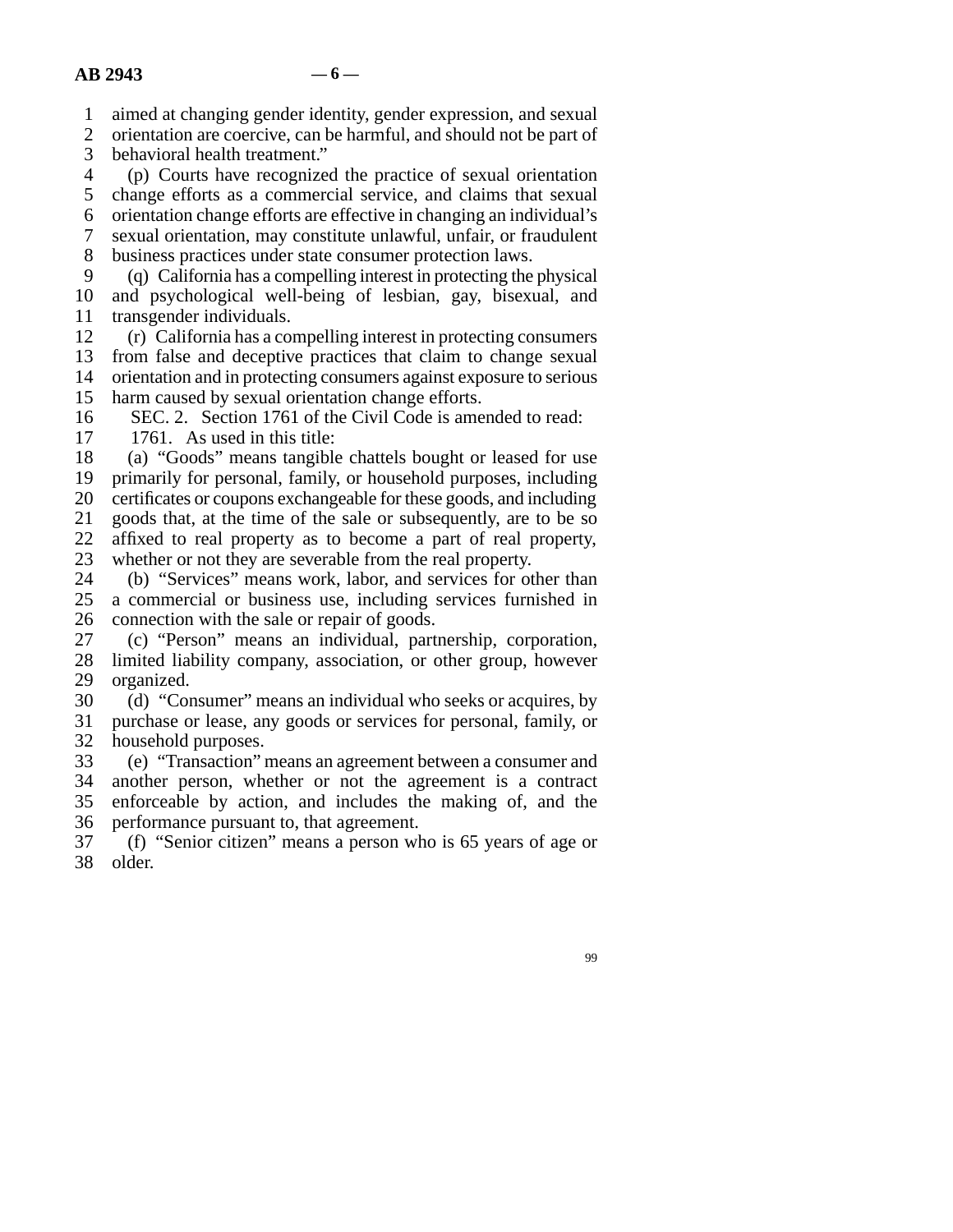aimed at changing gender identity, gender expression, and sexual orientation are coercive, can be harmful, and should not be part of behavioral health treatment."

(p) Courts have recognized the practice of sexual orientation change efforts as a commercial service, and claims that sexual orientation change efforts are effective in changing an individual's sexual orientation, may constitute unlawful, unfair, or fraudulent business practices under state consumer protection laws.

(q) California has a compelling interest in protecting the physical and psychological well-being of lesbian, gay, bisexual, and transgender individuals.

(r) California has a compelling interest in protecting consumers from false and deceptive practices that claim to change sexual orientation and in protecting consumers against exposure to serious harm caused by sexual orientation change efforts.

SEC. 2. Section 1761 of the Civil Code is amended to read:

1761. As used in this title:

(a) "Goods" means tangible chattels bought or leased for use primarily for personal, family, or household purposes, including certificates or coupons exchangeable for these goods, and including goods that, at the time of the sale or subsequently, are to be so affixed to real property as to become a part of real property, whether or not they are severable from the real property.

(b) "Services" means work, labor, and services for other than a commercial or business use, including services furnished in connection with the sale or repair of goods.

(c) "Person" means an individual, partnership, corporation, limited liability company, association, or other group, however organized.

(d) "Consumer" means an individual who seeks or acquires, by purchase or lease, any goods or services for personal, family, or household purposes.

(e) "Transaction" means an agreement between a consumer and another person, whether or not the agreement is a contract enforceable by action, and includes the making of, and the performance pursuant to, that agreement.

(f) "Senior citizen" means a person who is 65 years of age or older.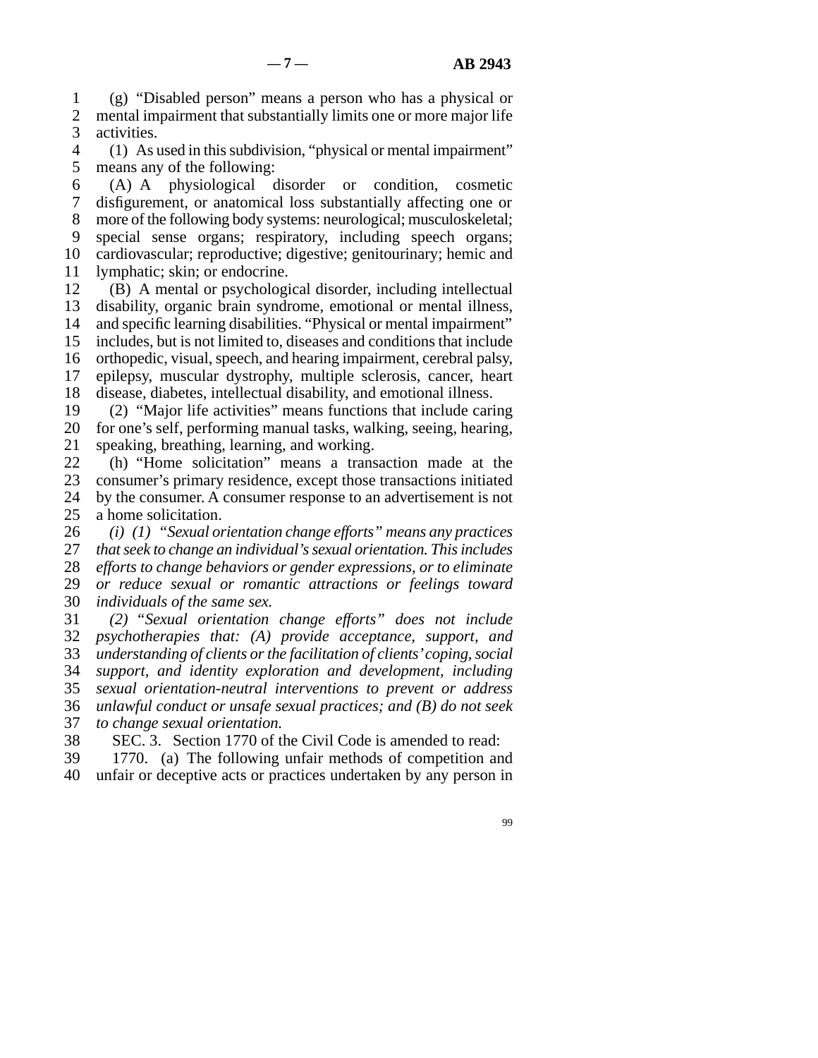(g) "Disabled person" means a person who has a physical or mental impairment that substantially limits one or more major life activities.

(1) As used in this subdivision, "physical or mental impairment" means any of the following:

(A) A physiological disorder or condition, cosmetic disfigurement, or anatomical loss substantially affecting one or more of the following body systems: neurological; musculoskeletal; special sense organs; respiratory, including speech organs; cardiovascular; reproductive; digestive; genitourinary; hemic and lymphatic; skin; or endocrine.

(B) A mental or psychological disorder, including intellectual disability, organic brain syndrome, emotional or mental illness, and specific learning disabilities. "Physical or mental impairment" includes, but is not limited to, diseases and conditions that include orthopedic, visual, speech, and hearing impairment, cerebral palsy, epilepsy, muscular dystrophy, multiple sclerosis, cancer, heart disease, diabetes, intellectual disability, and emotional illness.

(2) "Major life activities" means functions that include caring for one's self, performing manual tasks, walking, seeing, hearing, speaking, breathing, learning, and working.

(h) "Home solicitation" means a transaction made at the consumer's primary residence, except those transactions initiated by the consumer. A consumer response to an advertisement is not a home solicitation.

*(i) (1) "Sexual orientation change efforts" means any practices that seek to change an individual's sexual orientation. This includes efforts to change behaviors or gender expressions, or to eliminate or reduce sexual or romantic attractions or feelings toward individuals of the same sex.*

*(2) "Sexual orientation change efforts" does not include psychotherapies that: (A) provide acceptance, support, and understanding of clients or the facilitation of clients' coping, social support, and identity exploration and development, including sexual orientation-neutral interventions to prevent or address unlawful conduct or unsafe sexual practices; and (B) do not seek to change sexual orientation.*

SEC. 3. Section 1770 of the Civil Code is amended to read:

1770. (a) The following unfair methods of competition and unfair or deceptive acts or practices undertaken by any person in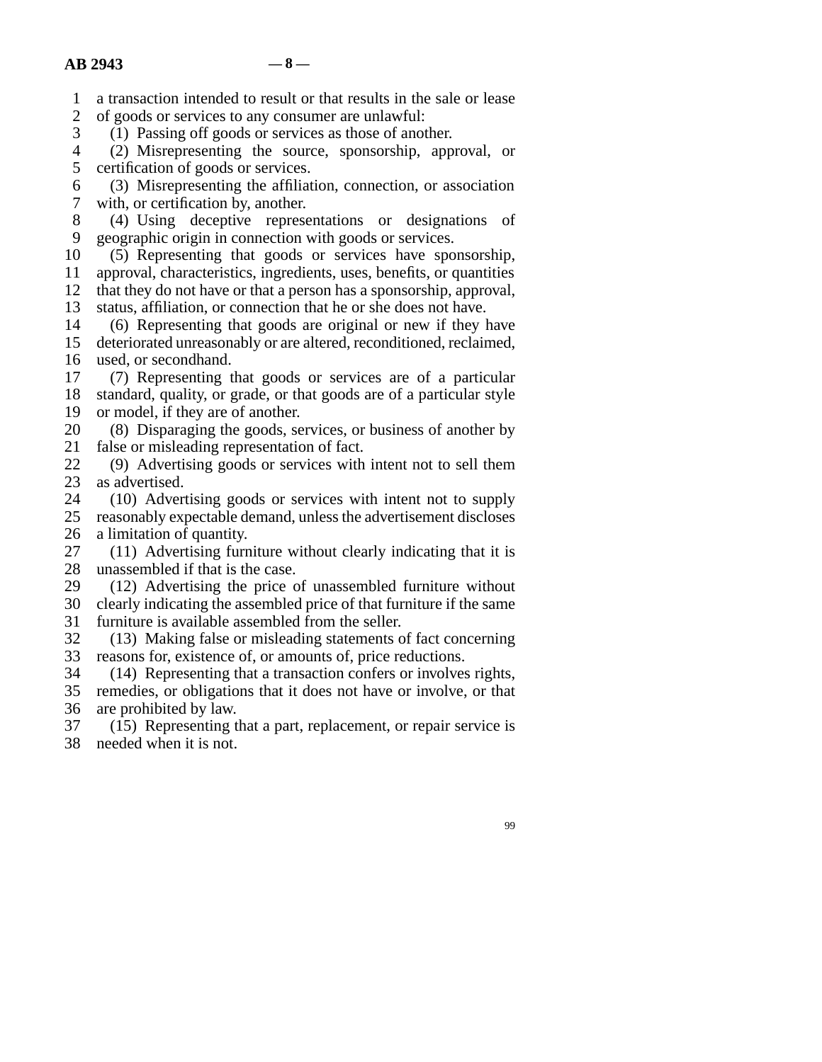a transaction intended to result or that results in the sale or lease of goods or services to any consumer are unlawful:

(1) Passing off goods or services as those of another.

(2) Misrepresenting the source, sponsorship, approval, or certification of goods or services.

(3) Misrepresenting the affiliation, connection, or association with, or certification by, another.

(4) Using deceptive representations or designations of geographic origin in connection with goods or services.

(5) Representing that goods or services have sponsorship, approval, characteristics, ingredients, uses, benefits, or quantities that they do not have or that a person has a sponsorship, approval, status, affiliation, or connection that he or she does not have.

(6) Representing that goods are original or new if they have deteriorated unreasonably or are altered, reconditioned, reclaimed, used, or secondhand.

(7) Representing that goods or services are of a particular standard, quality, or grade, or that goods are of a particular style or model, if they are of another.

(8) Disparaging the goods, services, or business of another by false or misleading representation of fact.

(9) Advertising goods or services with intent not to sell them as advertised.

(10) Advertising goods or services with intent not to supply reasonably expectable demand, unless the advertisement discloses a limitation of quantity.

(11) Advertising furniture without clearly indicating that it is unassembled if that is the case.

(12) Advertising the price of unassembled furniture without clearly indicating the assembled price of that furniture if the same furniture is available assembled from the seller.

(13) Making false or misleading statements of fact concerning reasons for, existence of, or amounts of, price reductions.

(14) Representing that a transaction confers or involves rights, remedies, or obligations that it does not have or involve, or that are prohibited by law.

(15) Representing that a part, replacement, or repair service is needed when it is not.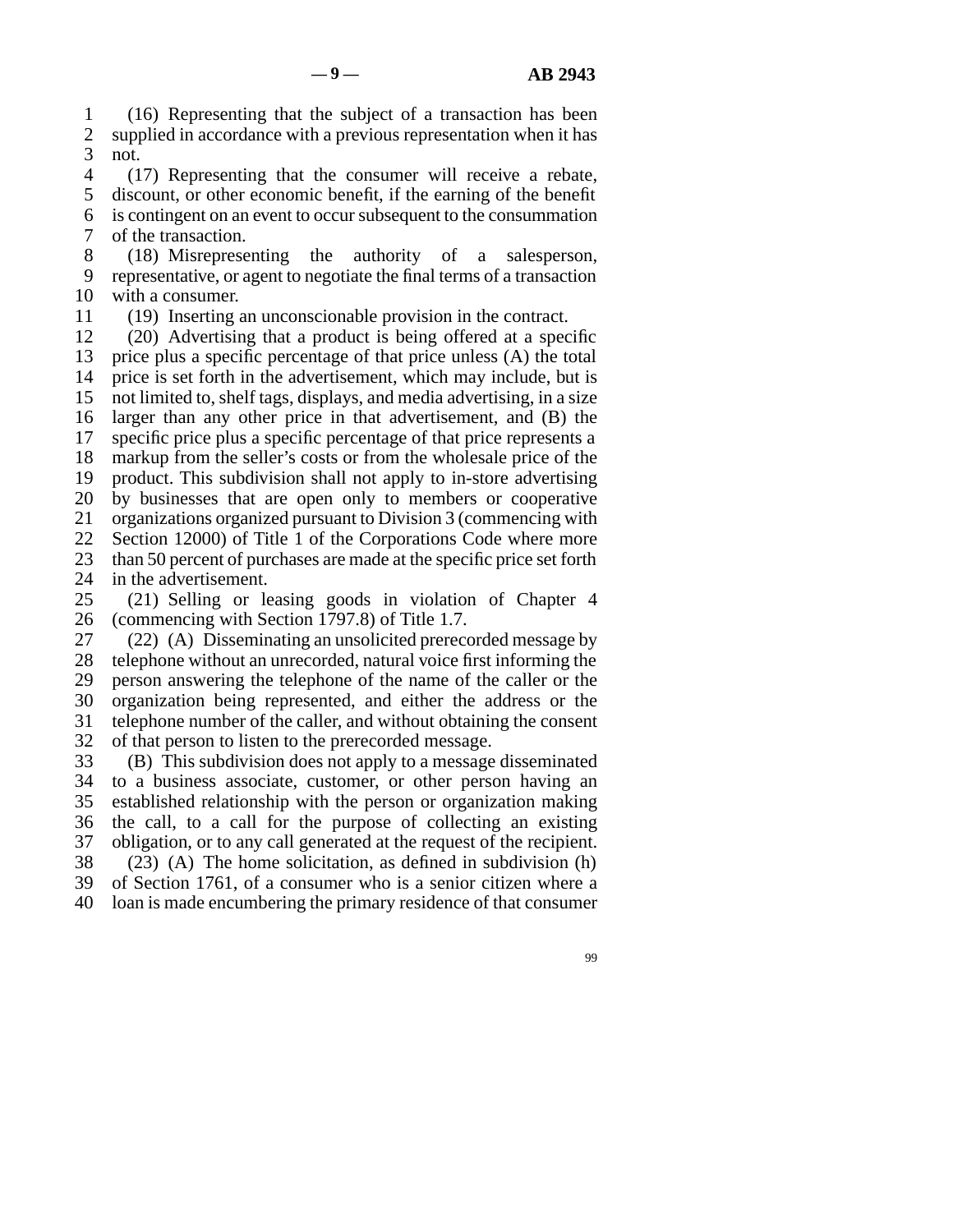(16) Representing that the subject of a transaction has been supplied in accordance with a previous representation when it has not.

(17) Representing that the consumer will receive a rebate, discount, or other economic benefit, if the earning of the benefit is contingent on an event to occur subsequent to the consummation of the transaction.

(18) Misrepresenting the authority of a salesperson, representative, or agent to negotiate the final terms of a transaction with a consumer.

(19) Inserting an unconscionable provision in the contract.

(20) Advertising that a product is being offered at a specific price plus a specific percentage of that price unless (A) the total price is set forth in the advertisement, which may include, but is not limited to, shelf tags, displays, and media advertising, in a size larger than any other price in that advertisement, and (B) the specific price plus a specific percentage of that price represents a markup from the seller's costs or from the wholesale price of the product. This subdivision shall not apply to in-store advertising by businesses that are open only to members or cooperative organizations organized pursuant to Division 3 (commencing with Section 12000) of Title 1 of the Corporations Code where more than 50 percent of purchases are made at the specific price set forth in the advertisement.

(21) Selling or leasing goods in violation of Chapter 4 (commencing with Section 1797.8) of Title 1.7.

(22) (A) Disseminating an unsolicited prerecorded message by telephone without an unrecorded, natural voice first informing the person answering the telephone of the name of the caller or the organization being represented, and either the address or the telephone number of the caller, and without obtaining the consent of that person to listen to the prerecorded message.

(B) This subdivision does not apply to a message disseminated to a business associate, customer, or other person having an established relationship with the person or organization making the call, to a call for the purpose of collecting an existing obligation, or to any call generated at the request of the recipient.

(23) (A) The home solicitation, as defined in subdivision (h) of Section 1761, of a consumer who is a senior citizen where a loan is made encumbering the primary residence of that consumer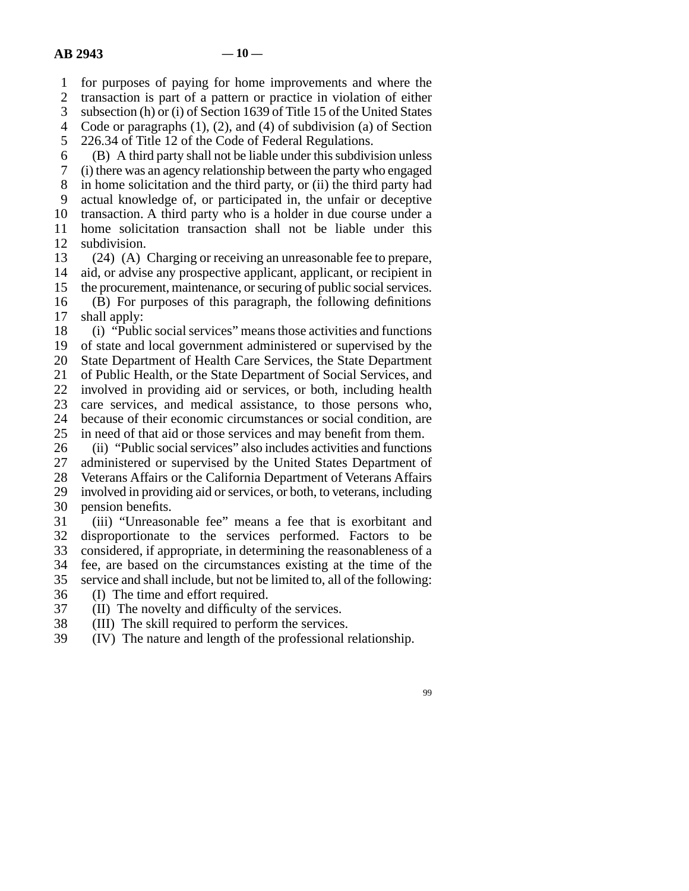for purposes of paying for home improvements and where the transaction is part of a pattern or practice in violation of either subsection (h) or (i) of Section 1639 of Title 15 of the United States Code or paragraphs (1), (2), and (4) of subdivision (a) of Section 226.34 of Title 12 of the Code of Federal Regulations.

(B) A third party shall not be liable under this subdivision unless (i) there was an agency relationship between the party who engaged in home solicitation and the third party, or (ii) the third party had actual knowledge of, or participated in, the unfair or deceptive transaction. A third party who is a holder in due course under a home solicitation transaction shall not be liable under this subdivision.

(24) (A) Charging or receiving an unreasonable fee to prepare, aid, or advise any prospective applicant, applicant, or recipient in the procurement, maintenance, or securing of public social services.

(B) For purposes of this paragraph, the following definitions shall apply:

(i) "Public social services" means those activities and functions of state and local government administered or supervised by the State Department of Health Care Services, the State Department of Public Health, or the State Department of Social Services, and involved in providing aid or services, or both, including health care services, and medical assistance, to those persons who, because of their economic circumstances or social condition, are in need of that aid or those services and may benefit from them.

(ii) "Public social services" also includes activities and functions administered or supervised by the United States Department of Veterans Affairs or the California Department of Veterans Affairs involved in providing aid or services, or both, to veterans, including pension benefits.

(iii) "Unreasonable fee" means a fee that is exorbitant and disproportionate to the services performed. Factors to be considered, if appropriate, in determining the reasonableness of a fee, are based on the circumstances existing at the time of the service and shall include, but not be limited to, all of the following:

(I) The time and effort required.

(II) The novelty and difficulty of the services.

(III) The skill required to perform the services.

(IV) The nature and length of the professional relationship.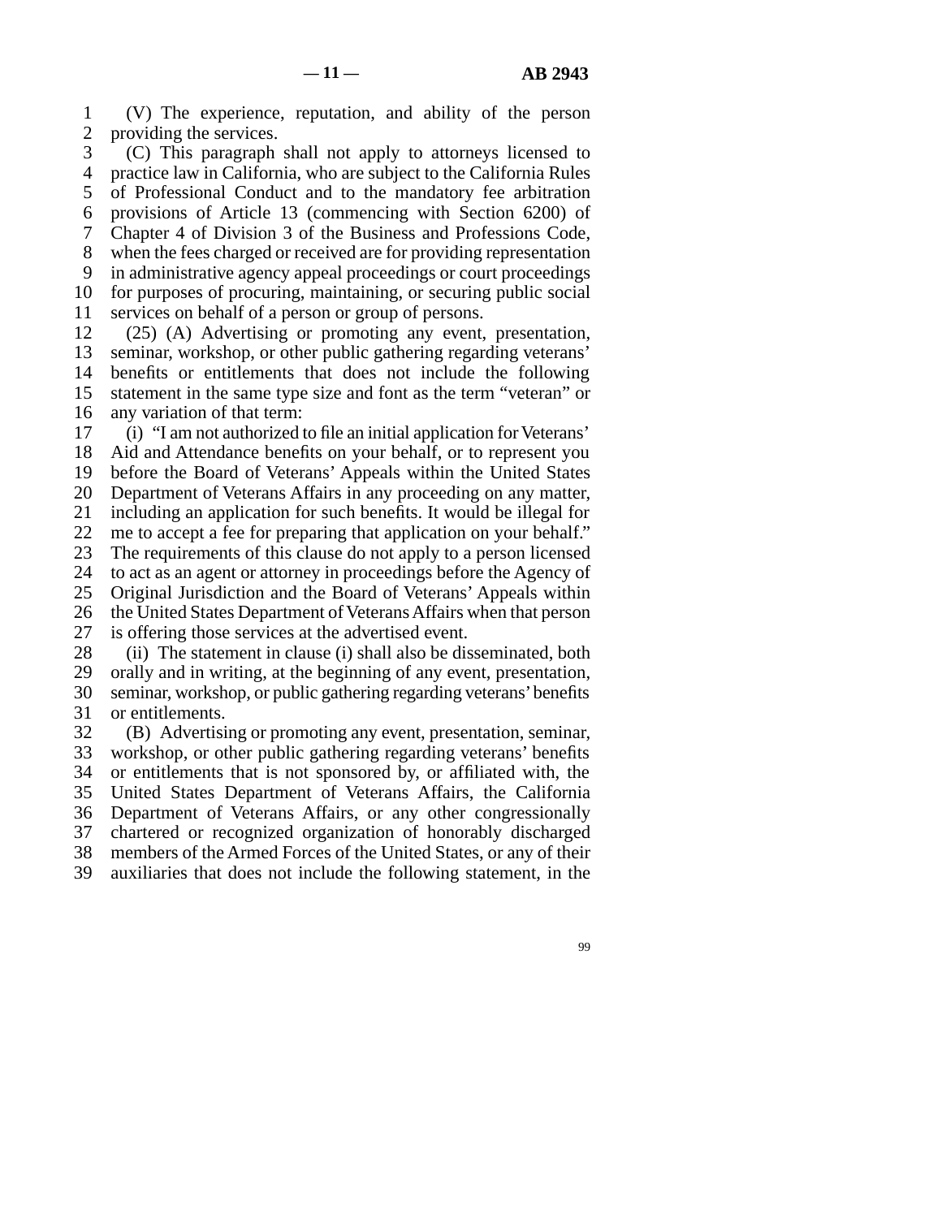(V) The experience, reputation, and ability of the person providing the services.

(C) This paragraph shall not apply to attorneys licensed to practice law in California, who are subject to the California Rules of Professional Conduct and to the mandatory fee arbitration provisions of Article 13 (commencing with Section 6200) of Chapter 4 of Division 3 of the Business and Professions Code, when the fees charged or received are for providing representation in administrative agency appeal proceedings or court proceedings for purposes of procuring, maintaining, or securing public social services on behalf of a person or group of persons.

(25) (A) Advertising or promoting any event, presentation, seminar, workshop, or other public gathering regarding veterans' benefits or entitlements that does not include the following statement in the same type size and font as the term "veteran" or any variation of that term:

(i) "I am not authorized to file an initial application for Veterans' Aid and Attendance benefits on your behalf, or to represent you before the Board of Veterans' Appeals within the United States Department of Veterans Affairs in any proceeding on any matter, including an application for such benefits. It would be illegal for me to accept a fee for preparing that application on your behalf." The requirements of this clause do not apply to a person licensed to act as an agent or attorney in proceedings before the Agency of Original Jurisdiction and the Board of Veterans' Appeals within the United States Department of Veterans Affairs when that person is offering those services at the advertised event.

(ii) The statement in clause (i) shall also be disseminated, both orally and in writing, at the beginning of any event, presentation, seminar, workshop, or public gathering regarding veterans' benefits or entitlements.

(B) Advertising or promoting any event, presentation, seminar, workshop, or other public gathering regarding veterans' benefits or entitlements that is not sponsored by, or affiliated with, the United States Department of Veterans Affairs, the California Department of Veterans Affairs, or any other congressionally chartered or recognized organization of honorably discharged members of the Armed Forces of the United States, or any of their auxiliaries that does not include the following statement, in the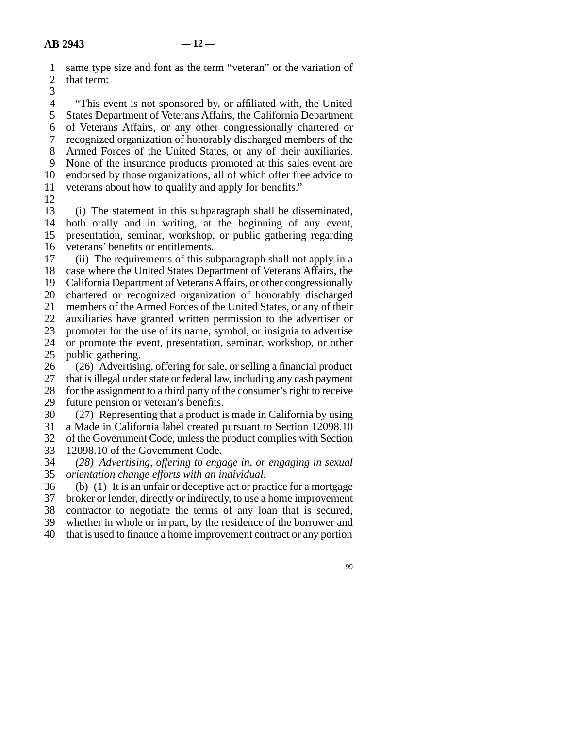same type size and font as the term "veteran" or the variation of that term:

"This event is not sponsored by, or affiliated with, the United States Department of Veterans Affairs, the California Department of Veterans Affairs, or any other congressionally chartered or recognized organization of honorably discharged members of the Armed Forces of the United States, or any of their auxiliaries. None of the insurance products promoted at this sales event are endorsed by those organizations, all of which offer free advice to veterans about how to qualify and apply for benefits."

(i) The statement in this subparagraph shall be disseminated, both orally and in writing, at the beginning of any event, presentation, seminar, workshop, or public gathering regarding veterans' benefits or entitlements.

(ii) The requirements of this subparagraph shall not apply in a case where the United States Department of Veterans Affairs, the California Department of Veterans Affairs, or other congressionally chartered or recognized organization of honorably discharged members of the Armed Forces of the United States, or any of their auxiliaries have granted written permission to the advertiser or promoter for the use of its name, symbol, or insignia to advertise or promote the event, presentation, seminar, workshop, or other public gathering.

(26) Advertising, offering for sale, or selling a financial product that is illegal under state or federal law, including any cash payment for the assignment to a third party of the consumer's right to receive future pension or veteran's benefits.

(27) Representing that a product is made in California by using a Made in California label created pursuant to Section 12098.10 of the Government Code, unless the product complies with Section 12098.10 of the Government Code.

*(28) Advertising, offering to engage in, or engaging in sexual orientation change efforts with an individual.*

(b) (1) It is an unfair or deceptive act or practice for a mortgage broker or lender, directly or indirectly, to use a home improvement contractor to negotiate the terms of any loan that is secured, whether in whole or in part, by the residence of the borrower and that is used to finance a home improvement contract or any portion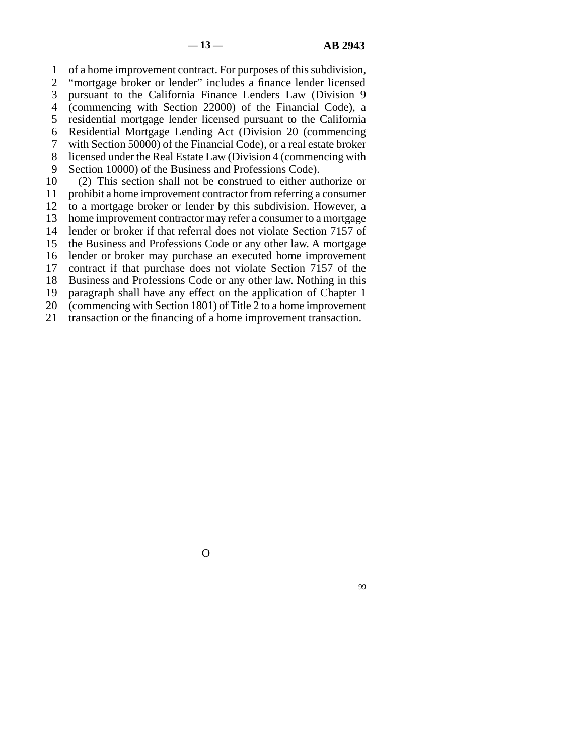of a home improvement contract. For purposes of this subdivision, "mortgage broker or lender" includes a finance lender licensed pursuant to the California Finance Lenders Law (Division 9 (commencing with Section 22000) of the Financial Code), a residential mortgage lender licensed pursuant to the California Residential Mortgage Lending Act (Division 20 (commencing with Section 50000) of the Financial Code), or a real estate broker licensed under the Real Estate Law (Division 4 (commencing with Section 10000) of the Business and Professions Code).

(2) This section shall not be construed to either authorize or prohibit a home improvement contractor from referring a consumer to a mortgage broker or lender by this subdivision. However, a home improvement contractor may refer a consumer to a mortgage lender or broker if that referral does not violate Section 7157 of the Business and Professions Code or any other law. A mortgage lender or broker may purchase an executed home improvement contract if that purchase does not violate Section 7157 of the Business and Professions Code or any other law. Nothing in this paragraph shall have any effect on the application of Chapter 1 (commencing with Section 1801) of Title 2 to a home improvement transaction or the financing of a home improvement transaction.